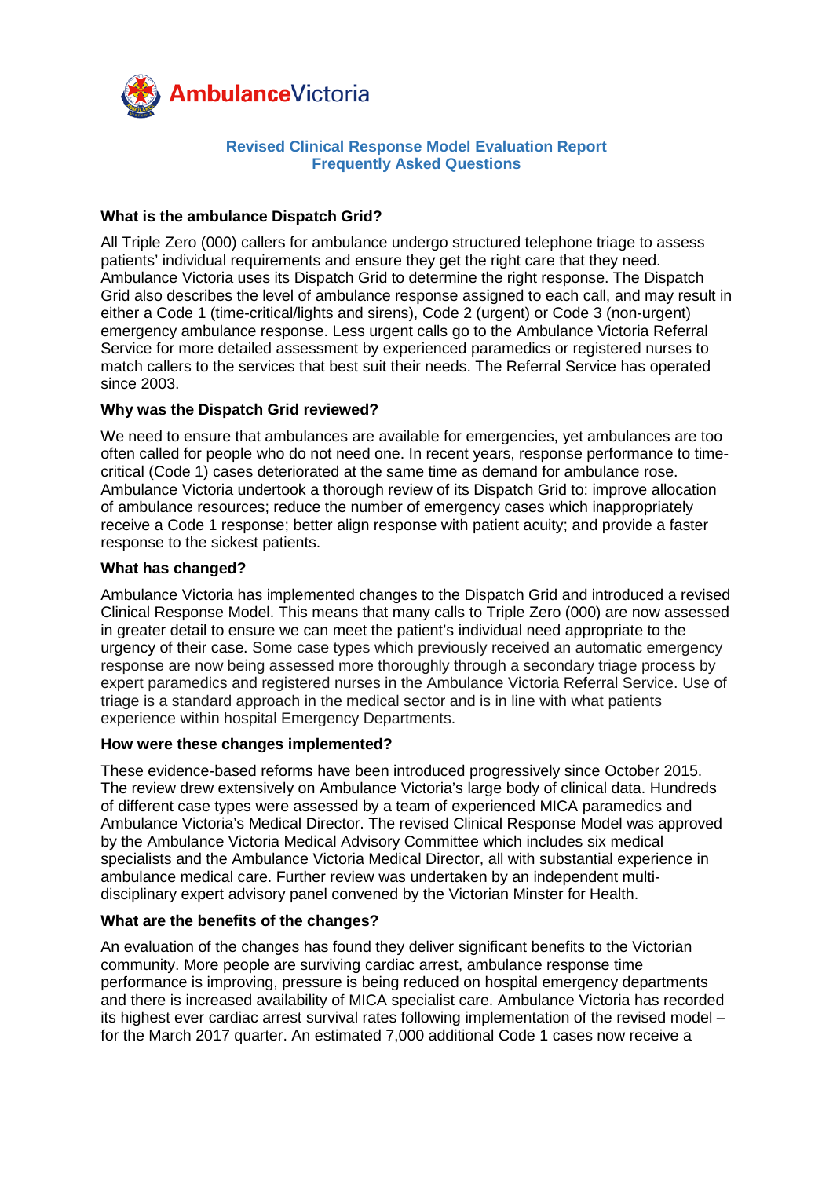AmbulanceVictoria

**Revised Clinical Response Model Evaluation Report**
**Frequently Asked Questions**

### What is the ambulance Dispatch Grid?

All Triple Zero (000) callers for ambulance undergo structured telephone triage to assess patients' individual requirements and ensure they get the right care that they need. Ambulance Victoria uses its Dispatch Grid to determine the right response. The Dispatch Grid also describes the level of ambulance response assigned to each call, and may result in either a Code 1 (time-critical/lights and sirens), Code 2 (urgent) or Code 3 (non-urgent) emergency ambulance response. Less urgent calls go to the Ambulance Victoria Referral Service for more detailed assessment by experienced paramedics or registered nurses to match callers to the services that best suit their needs. The Referral Service has operated since 2003.

### Why was the Dispatch Grid reviewed?

We need to ensure that ambulances are available for emergencies, yet ambulances are too often called for people who do not need one. In recent years, response performance to time-critical (Code 1) cases deteriorated at the same time as demand for ambulance rose. Ambulance Victoria undertook a thorough review of its Dispatch Grid to: improve allocation of ambulance resources; reduce the number of emergency cases which inappropriately receive a Code 1 response; better align response with patient acuity; and provide a faster response to the sickest patients.

### What has changed?

Ambulance Victoria has implemented changes to the Dispatch Grid and introduced a revised Clinical Response Model. This means that many calls to Triple Zero (000) are now assessed in greater detail to ensure we can meet the patient's individual need appropriate to the urgency of their case. Some case types which previously received an automatic emergency response are now being assessed more thoroughly through a secondary triage process by expert paramedics and registered nurses in the Ambulance Victoria Referral Service. Use of triage is a standard approach in the medical sector and is in line with what patients experience within hospital Emergency Departments.

### How were these changes implemented?

These evidence-based reforms have been introduced progressively since October 2015. The review drew extensively on Ambulance Victoria's large body of clinical data. Hundreds of different case types were assessed by a team of experienced MICA paramedics and Ambulance Victoria's Medical Director. The revised Clinical Response Model was approved by the Ambulance Victoria Medical Advisory Committee which includes six medical specialists and the Ambulance Victoria Medical Director, all with substantial experience in ambulance medical care. Further review was undertaken by an independent multi-disciplinary expert advisory panel convened by the Victorian Minster for Health.

### What are the benefits of the changes?

An evaluation of the changes has found they deliver significant benefits to the Victorian community. More people are surviving cardiac arrest, ambulance response time performance is improving, pressure is being reduced on hospital emergency departments and there is increased availability of MICA specialist care. Ambulance Victoria has recorded its highest ever cardiac arrest survival rates following implementation of the revised model – for the March 2017 quarter. An estimated 7,000 additional Code 1 cases now receive a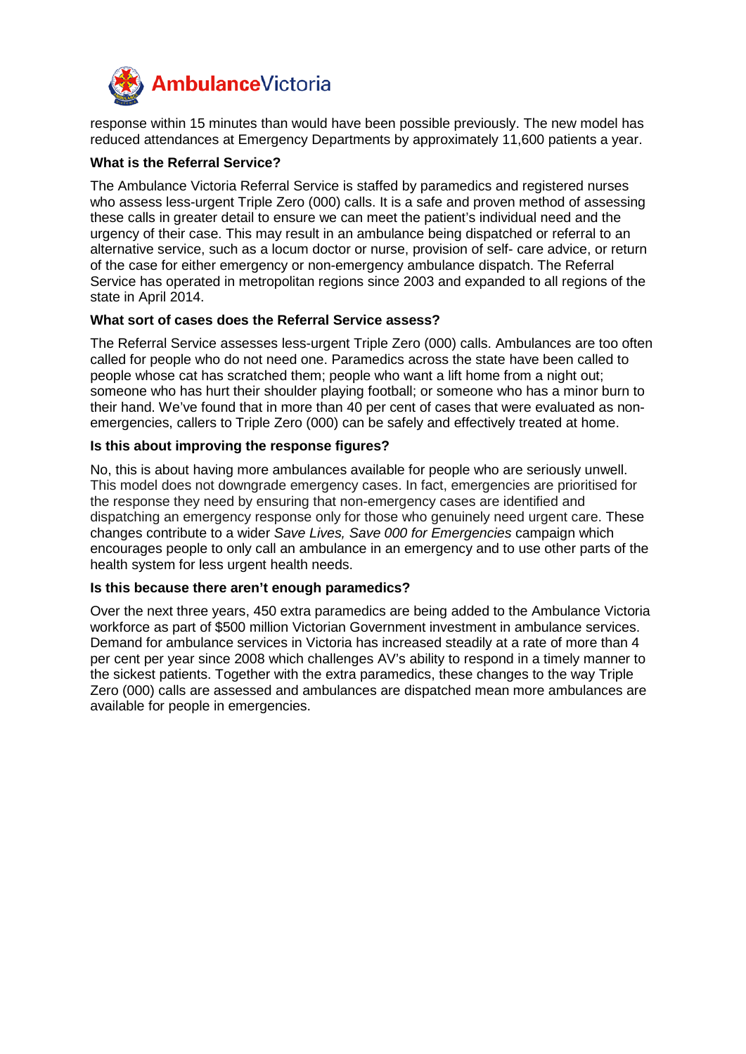response within 15 minutes than would have been possible previously. The new model has reduced attendances at Emergency Departments by approximately 11,600 patients a year.

**What is the Referral Service?**

The Ambulance Victoria Referral Service is staffed by paramedics and registered nurses who assess less-urgent Triple Zero (000) calls. It is a safe and proven method of assessing these calls in greater detail to ensure we can meet the patient's individual need and the urgency of their case. This may result in an ambulance being dispatched or referral to an alternative service, such as a locum doctor or nurse, provision of self- care advice, or return of the case for either emergency or non-emergency ambulance dispatch. The Referral Service has operated in metropolitan regions since 2003 and expanded to all regions of the state in April 2014.

**What sort of cases does the Referral Service assess?**

The Referral Service assesses less-urgent Triple Zero (000) calls. Ambulances are too often called for people who do not need one. Paramedics across the state have been called to people whose cat has scratched them; people who want a lift home from a night out; someone who has hurt their shoulder playing football; or someone who has a minor burn to their hand. We've found that in more than 40 per cent of cases that were evaluated as non-emergencies, callers to Triple Zero (000) can be safely and effectively treated at home.

**Is this about improving the response figures?**

No, this is about having more ambulances available for people who are seriously unwell. This model does not downgrade emergency cases. In fact, emergencies are prioritised for the response they need by ensuring that non-emergency cases are identified and dispatching an emergency response only for those who genuinely need urgent care. These changes contribute to a wider *Save Lives, Save 000 for Emergencies* campaign which encourages people to only call an ambulance in an emergency and to use other parts of the health system for less urgent health needs.

**Is this because there aren't enough paramedics?**

Over the next three years, 450 extra paramedics are being added to the Ambulance Victoria workforce as part of $500 million Victorian Government investment in ambulance services. Demand for ambulance services in Victoria has increased steadily at a rate of more than 4 per cent per year since 2008 which challenges AV's ability to respond in a timely manner to the sickest patients. Together with the extra paramedics, these changes to the way Triple Zero (000) calls are assessed and ambulances are dispatched mean more ambulances are available for people in emergencies.